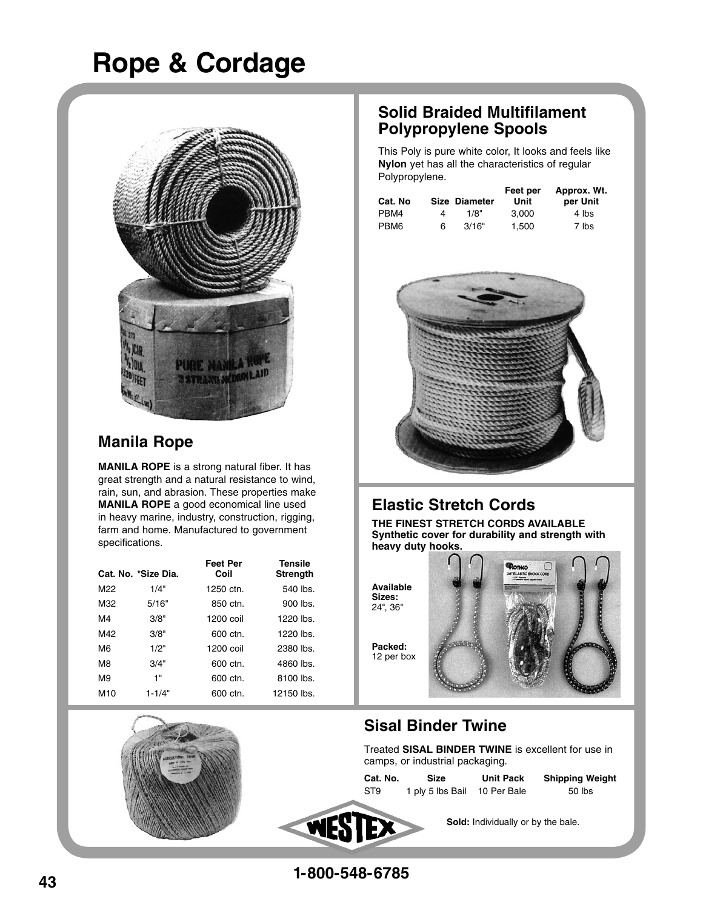# Rope & Cordage

## Manila Rope

**MANILA ROPE** is a strong natural fiber. It has great strength and a natural resistance to wind, rain, sun, and abrasion. These properties make **MANILA ROPE** a good economical line used in heavy marine, industry, construction, rigging, farm and home. Manufactured to government specifications.

| Cat. No. | *Size Dia. | Feet Per Coil | Tensile Strength |
|---|---|---|---|
| M22 | 1/4" | 1250 ctn. | 540 lbs. |
| M32 | 5/16" | 850 ctn. | 900 lbs. |
| M4 | 3/8" | 1200 coil | 1220 lbs. |
| M42 | 3/8" | 600 ctn. | 1220 lbs. |
| M6 | 1/2" | 1200 coil | 2380 lbs. |
| M8 | 3/4" | 600 ctn. | 4860 lbs. |
| M9 | 1" | 600 ctn. | 8100 lbs. |
| M10 | 1-1/4" | 600 ctn. | 12150 lbs. |

## Solid Braided Multifilament Polypropylene Spools

This Poly is pure white color, It looks and feels like **Nylon** yet has all the characteristics of regular Polypropylene.

| Cat. No | Size | Diameter | Feet per Unit | Approx. Wt. per Unit |
|---|---|---|---|---|
| PBM4 | 4 | 1/8" | 3,000 | 4 lbs |
| PBM6 | 6 | 3/16" | 1,500 | 7 lbs |

## Elastic Stretch Cords

**THE FINEST STRETCH CORDS AVAILABLE**
**Synthetic cover for durability and strength with heavy duty hooks.**

**Available Sizes:**
24", 36"

**Packed:**
12 per box

## Sisal Binder Twine

Treated **SISAL BINDER TWINE** is excellent for use in camps, or industrial packaging.

| Cat. No. | Size | Unit Pack | Shipping Weight |
|---|---|---|---|
| ST9 | 1 ply 5 lbs Bail | 10 Per Bale | 50 lbs |

**Sold:** Individually or by the bale.

WESTEX

1-800-548-6785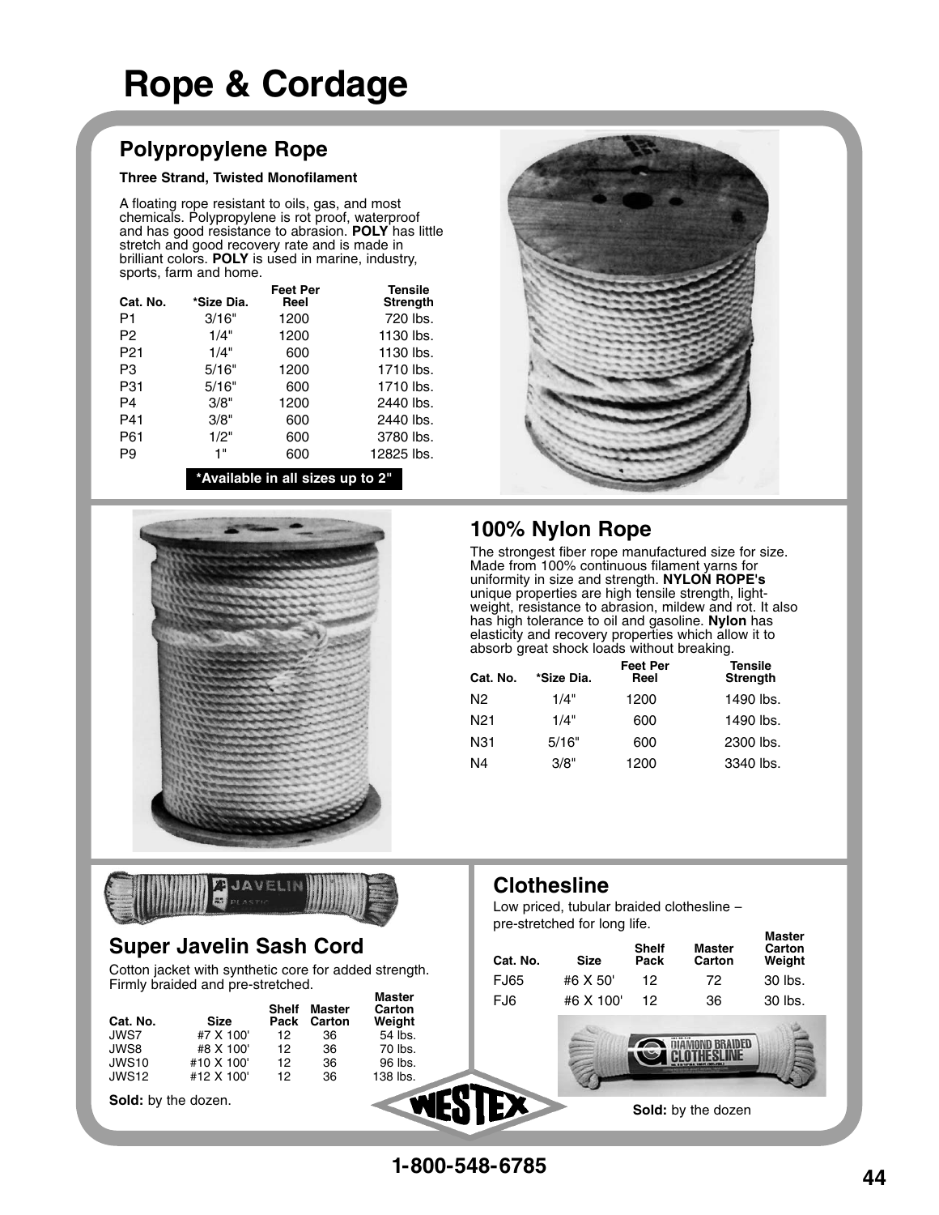# Rope & Cordage

## Polypropylene Rope

**Three Strand, Twisted Monofilament**

A floating rope resistant to oils, gas, and most chemicals. Polypropylene is rot proof, waterproof and has good resistance to abrasion. **POLY** has little stretch and good recovery rate and is made in brilliant colors. **POLY** is used in marine, industry, sports, farm and home.

| Cat. No. | *Size Dia. | Feet Per Reel | Tensile Strength |
|---|---|---|---|
| P1 | 3/16" | 1200 | 720 lbs. |
| P2 | 1/4" | 1200 | 1130 lbs. |
| P21 | 1/4" | 600 | 1130 lbs. |
| P3 | 5/16" | 1200 | 1710 lbs. |
| P31 | 5/16" | 600 | 1710 lbs. |
| P4 | 3/8" | 1200 | 2440 lbs. |
| P41 | 3/8" | 600 | 2440 lbs. |
| P61 | 1/2" | 600 | 3780 lbs. |
| P9 | 1" | 600 | 12825 lbs. |

**\*Available in all sizes up to 2"**

## 100% Nylon Rope

The strongest fiber rope manufactured size for size. Made from 100% continuous filament yarns for uniformity in size and strength. **NYLON ROPE's** unique properties are high tensile strength, light-weight, resistance to abrasion, mildew and rot. It also has high tolerance to oil and gasoline. **Nylon** has elasticity and recovery properties which allow it to absorb great shock loads without breaking.

| Cat. No. | *Size Dia. | Feet Per Reel | Tensile Strength |
|---|---|---|---|
| N2 | 1/4" | 1200 | 1490 lbs. |
| N21 | 1/4" | 600 | 1490 lbs. |
| N31 | 5/16" | 600 | 2300 lbs. |
| N4 | 3/8" | 1200 | 3340 lbs. |

## Super Javelin Sash Cord

Cotton jacket with synthetic core for added strength. Firmly braided and pre-stretched.

| Cat. No. | Size | Shelf Pack | Master Carton | Master Carton Weight |
|---|---|---|---|---|
| JWS7 | #7 X 100' | 12 | 36 | 54 lbs. |
| JWS8 | #8 X 100' | 12 | 36 | 70 lbs. |
| JWS10 | #10 X 100' | 12 | 36 | 96 lbs. |
| JWS12 | #12 X 100' | 12 | 36 | 138 lbs. |

**Sold:** by the dozen.

## Clothesline

Low priced, tubular braided clothesline – pre-stretched for long life.

| Cat. No. | Size | Shelf Pack | Master Carton | Master Carton Weight |
|---|---|---|---|---|
| FJ65 | #6 X 50' | 12 | 72 | 30 lbs. |
| FJ6 | #6 X 100' | 12 | 36 | 30 lbs. |

**Sold:** by the dozen

WESTEX

1-800-548-6785